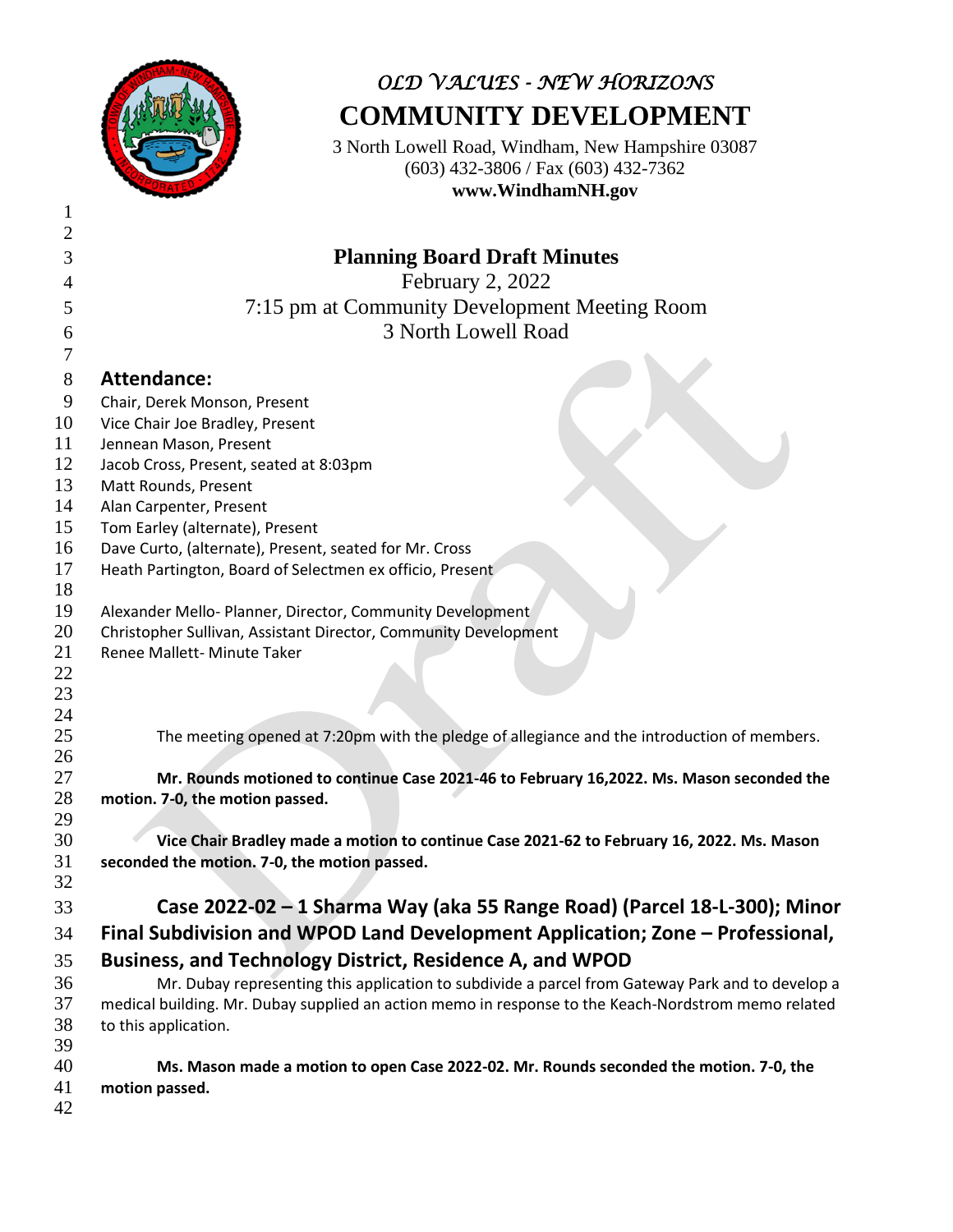*OLD VALUES - NEW HORIZONS*

# COMMUNITY DEVELOPMENT

3 North Lowell Road, Windham, New Hampshire 03087
(603) 432-3806 / Fax (603) 432-7362
**www.WindhamNH.gov**

## Planning Board Draft Minutes

February 2, 2022
7:15 pm at Community Development Meeting Room
3 North Lowell Road

### Attendance:

Chair, Derek Monson, Present
Vice Chair Joe Bradley, Present
Jennean Mason, Present
Jacob Cross, Present, seated at 8:03pm
Matt Rounds, Present
Alan Carpenter, Present
Tom Earley (alternate), Present
Dave Curto, (alternate), Present, seated for Mr. Cross
Heath Partington, Board of Selectmen ex officio, Present

Alexander Mello- Planner, Director, Community Development
Christopher Sullivan, Assistant Director, Community Development
Renee Mallett- Minute Taker

The meeting opened at 7:20pm with the pledge of allegiance and the introduction of members.

**Mr. Rounds motioned to continue Case 2021-46 to February 16,2022. Ms. Mason seconded the motion. 7-0, the motion passed.**

**Vice Chair Bradley made a motion to continue Case 2021-62 to February 16, 2022. Ms. Mason seconded the motion. 7-0, the motion passed.**

### Case 2022-02 – 1 Sharma Way (aka 55 Range Road) (Parcel 18-L-300); Minor Final Subdivision and WPOD Land Development Application; Zone – Professional, Business, and Technology District, Residence A, and WPOD

Mr. Dubay representing this application to subdivide a parcel from Gateway Park and to develop a medical building. Mr. Dubay supplied an action memo in response to the Keach-Nordstrom memo related to this application.

**Ms. Mason made a motion to open Case 2022-02. Mr. Rounds seconded the motion. 7-0, the motion passed.**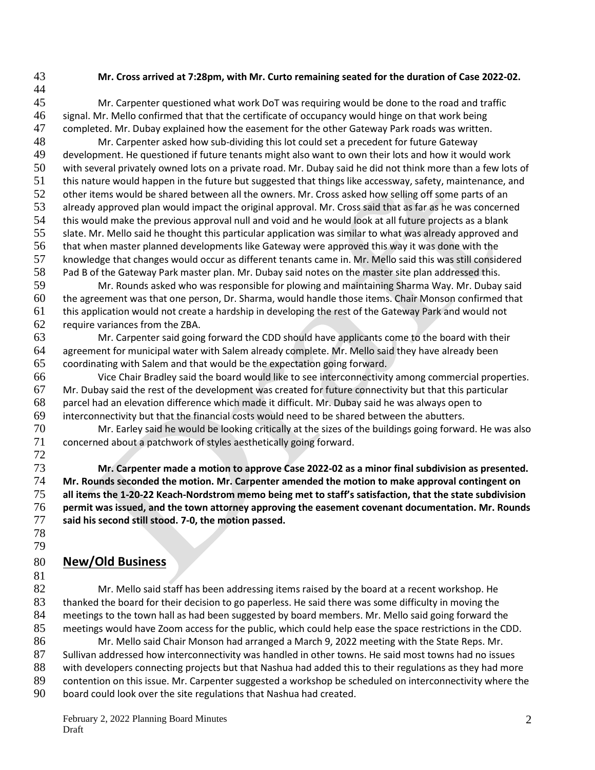**Mr. Cross arrived at 7:28pm, with Mr. Curto remaining seated for the duration of Case 2022-02.**

Mr. Carpenter questioned what work DoT was requiring would be done to the road and traffic signal. Mr. Mello confirmed that that the certificate of occupancy would hinge on that work being completed. Mr. Dubay explained how the easement for the other Gateway Park roads was written.

Mr. Carpenter asked how sub-dividing this lot could set a precedent for future Gateway development. He questioned if future tenants might also want to own their lots and how it would work with several privately owned lots on a private road. Mr. Dubay said he did not think more than a few lots of this nature would happen in the future but suggested that things like accessway, safety, maintenance, and other items would be shared between all the owners. Mr. Cross asked how selling off some parts of an already approved plan would impact the original approval. Mr. Cross said that as far as he was concerned this would make the previous approval null and void and he would look at all future projects as a blank slate. Mr. Mello said he thought this particular application was similar to what was already approved and that when master planned developments like Gateway were approved this way it was done with the knowledge that changes would occur as different tenants came in. Mr. Mello said this was still considered Pad B of the Gateway Park master plan. Mr. Dubay said notes on the master site plan addressed this.

Mr. Rounds asked who was responsible for plowing and maintaining Sharma Way. Mr. Dubay said the agreement was that one person, Dr. Sharma, would handle those items. Chair Monson confirmed that this application would not create a hardship in developing the rest of the Gateway Park and would not require variances from the ZBA.

Mr. Carpenter said going forward the CDD should have applicants come to the board with their agreement for municipal water with Salem already complete. Mr. Mello said they have already been coordinating with Salem and that would be the expectation going forward.

Vice Chair Bradley said the board would like to see interconnectivity among commercial properties. Mr. Dubay said the rest of the development was created for future connectivity but that this particular parcel had an elevation difference which made it difficult. Mr. Dubay said he was always open to interconnectivity but that the financial costs would need to be shared between the abutters.

Mr. Earley said he would be looking critically at the sizes of the buildings going forward. He was also concerned about a patchwork of styles aesthetically going forward.

**Mr. Carpenter made a motion to approve Case 2022-02 as a minor final subdivision as presented. Mr. Rounds seconded the motion. Mr. Carpenter amended the motion to make approval contingent on all items the 1-20-22 Keach-Nordstrom memo being met to staff's satisfaction, that the state subdivision permit was issued, and the town attorney approving the easement covenant documentation. Mr. Rounds said his second still stood. 7-0, the motion passed.**

## New/Old Business

Mr. Mello said staff has been addressing items raised by the board at a recent workshop. He thanked the board for their decision to go paperless. He said there was some difficulty in moving the meetings to the town hall as had been suggested by board members. Mr. Mello said going forward the meetings would have Zoom access for the public, which could help ease the space restrictions in the CDD.

Mr. Mello said Chair Monson had arranged a March 9, 2022 meeting with the State Reps. Mr. Sullivan addressed how interconnectivity was handled in other towns. He said most towns had no issues with developers connecting projects but that Nashua had added this to their regulations as they had more contention on this issue. Mr. Carpenter suggested a workshop be scheduled on interconnectivity where the board could look over the site regulations that Nashua had created.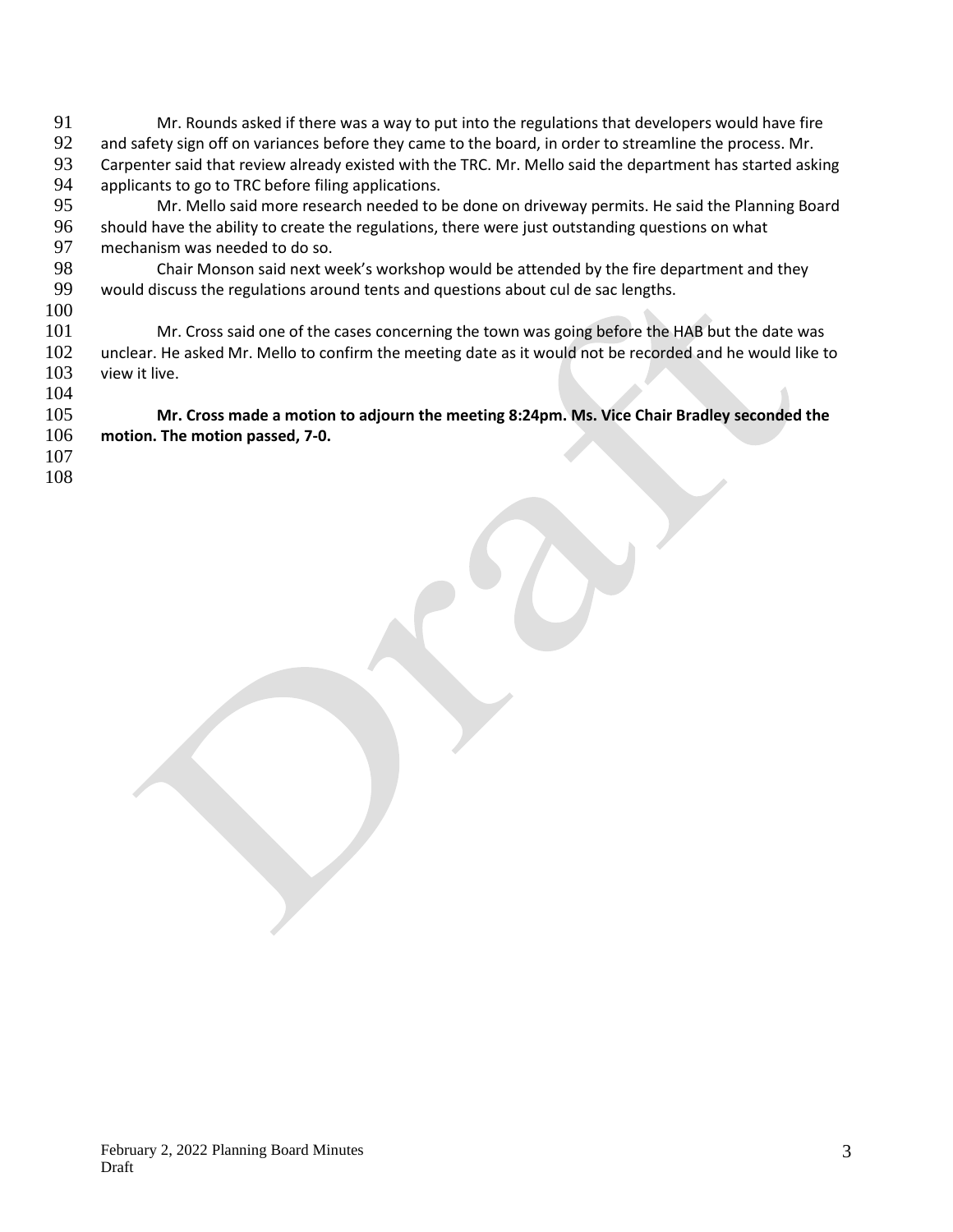Mr. Rounds asked if there was a way to put into the regulations that developers would have fire and safety sign off on variances before they came to the board, in order to streamline the process. Mr. Carpenter said that review already existed with the TRC. Mr. Mello said the department has started asking applicants to go to TRC before filing applications.

Mr. Mello said more research needed to be done on driveway permits. He said the Planning Board should have the ability to create the regulations, there were just outstanding questions on what mechanism was needed to do so.

Chair Monson said next week's workshop would be attended by the fire department and they would discuss the regulations around tents and questions about cul de sac lengths.

Mr. Cross said one of the cases concerning the town was going before the HAB but the date was unclear. He asked Mr. Mello to confirm the meeting date as it would not be recorded and he would like to view it live.

**Mr. Cross made a motion to adjourn the meeting 8:24pm. Ms. Vice Chair Bradley seconded the motion. The motion passed, 7-0.**